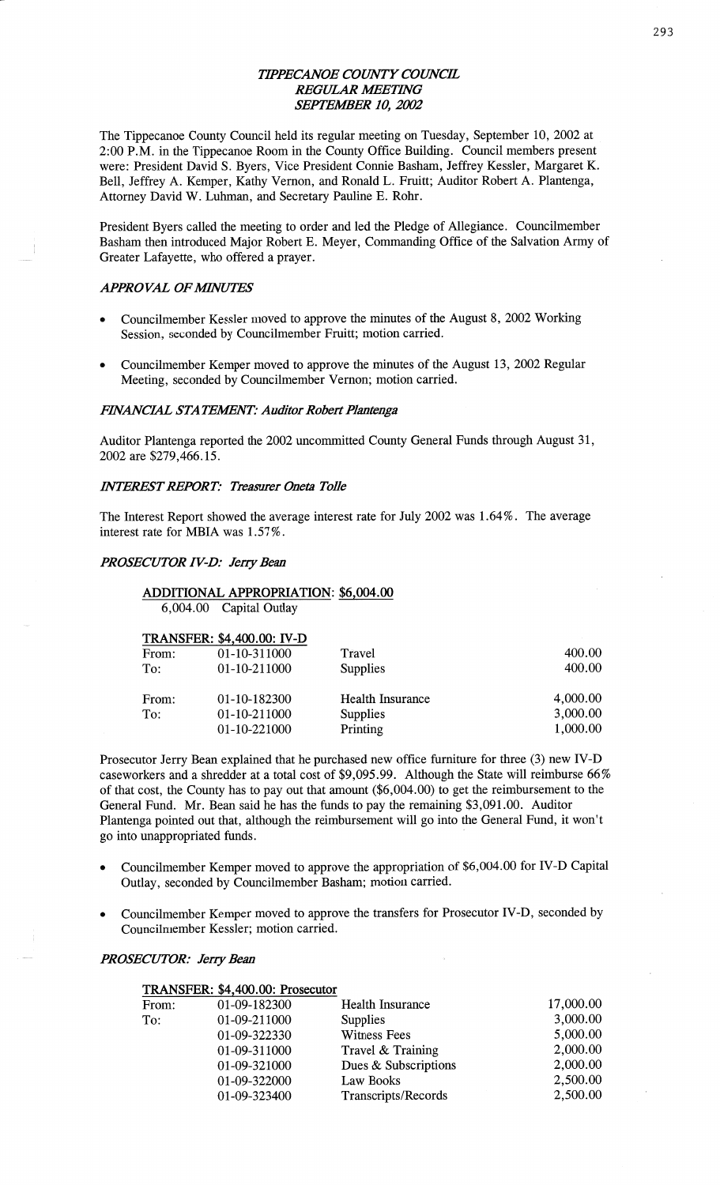# *TIPPECANOE COUNTY COUNCIL*
## *REGULAR MEETING*
## *SEPTEMBER 10, 2002*

The Tippecanoe County Council held its regular meeting on Tuesday, September 10, 2002 at 2:00 P.M. in the Tippecanoe Room in the County Office Building. Council members present were: President David S. Byers, Vice President Connie Basham, Jeffrey Kessler, Margaret K. Bell, Jeffrey A. Kemper, Kathy Vernon, and Ronald L. Fruitt; Auditor Robert A. Plantenga, Attorney David W. Luhman, and Secretary Pauline E. Rohr.

President Byers called the meeting to order and led the Pledge of Allegiance. Councilmember Basham then introduced Major Robert E. Meyer, Commanding Office of the Salvation Army of Greater Lafayette, who offered a prayer.

### *APPROVAL OF MINUTES*

- Councilmember Kessler moved to approve the minutes of the August 8, 2002 Working Session, seconded by Councilmember Fruitt; motion carried.
- Councilmember Kemper moved to approve the minutes of the August 13, 2002 Regular Meeting, seconded by Councilmember Vernon; motion carried.

### *FINANCIAL STATEMENT: Auditor Robert Plantenga*

Auditor Plantenga reported the 2002 uncommitted County General Funds through August 31, 2002 are $279,466.15.

### *INTEREST REPORT: Treasurer Oneta Tolle*

The Interest Report showed the average interest rate for July 2002 was 1.64%. The average interest rate for MBIA was 1.57%.

### *PROSECUTOR IV-D: Jerry Bean*

**ADDITIONAL APPROPRIATION: $6,004.00**

6,004.00 Capital Outlay

**TRANSFER: $4,400.00: IV-D**

| | | | |
|---|---|---|---|
| From: | 01-10-311000 | Travel | 400.00 |
| To: | 01-10-211000 | Supplies | 400.00 |
| | | | |
| From: | 01-10-182300 | Health Insurance | 4,000.00 |
| To: | 01-10-211000 | Supplies | 3,000.00 |
| | 01-10-221000 | Printing | 1,000.00 |

Prosecutor Jerry Bean explained that he purchased new office furniture for three (3) new IV-D caseworkers and a shredder at a total cost of $9,095.99. Although the State will reimburse 66% of that cost, the County has to pay out that amount ($6,004.00) to get the reimbursement to the General Fund. Mr. Bean said he has the funds to pay the remaining $3,091.00. Auditor Plantenga pointed out that, although the reimbursement will go into the General Fund, it won't go into unappropriated funds.

- Councilmember Kemper moved to approve the appropriation of $6,004.00 for IV-D Capital Outlay, seconded by Councilmember Basham; motion carried.
- Councilmember Kemper moved to approve the transfers for Prosecutor IV-D, seconded by Councilmember Kessler; motion carried.

### *PROSECUTOR: Jerry Bean*

**TRANSFER: $4,400.00: Prosecutor**

| | | | |
|---|---|---|---|
| From: | 01-09-182300 | Health Insurance | 17,000.00 |
| To: | 01-09-211000 | Supplies | 3,000.00 |
| | 01-09-322330 | Witness Fees | 5,000.00 |
| | 01-09-311000 | Travel & Training | 2,000.00 |
| | 01-09-321000 | Dues & Subscriptions | 2,000.00 |
| | 01-09-322000 | Law Books | 2,500.00 |
| | 01-09-323400 | Transcripts/Records | 2,500.00 |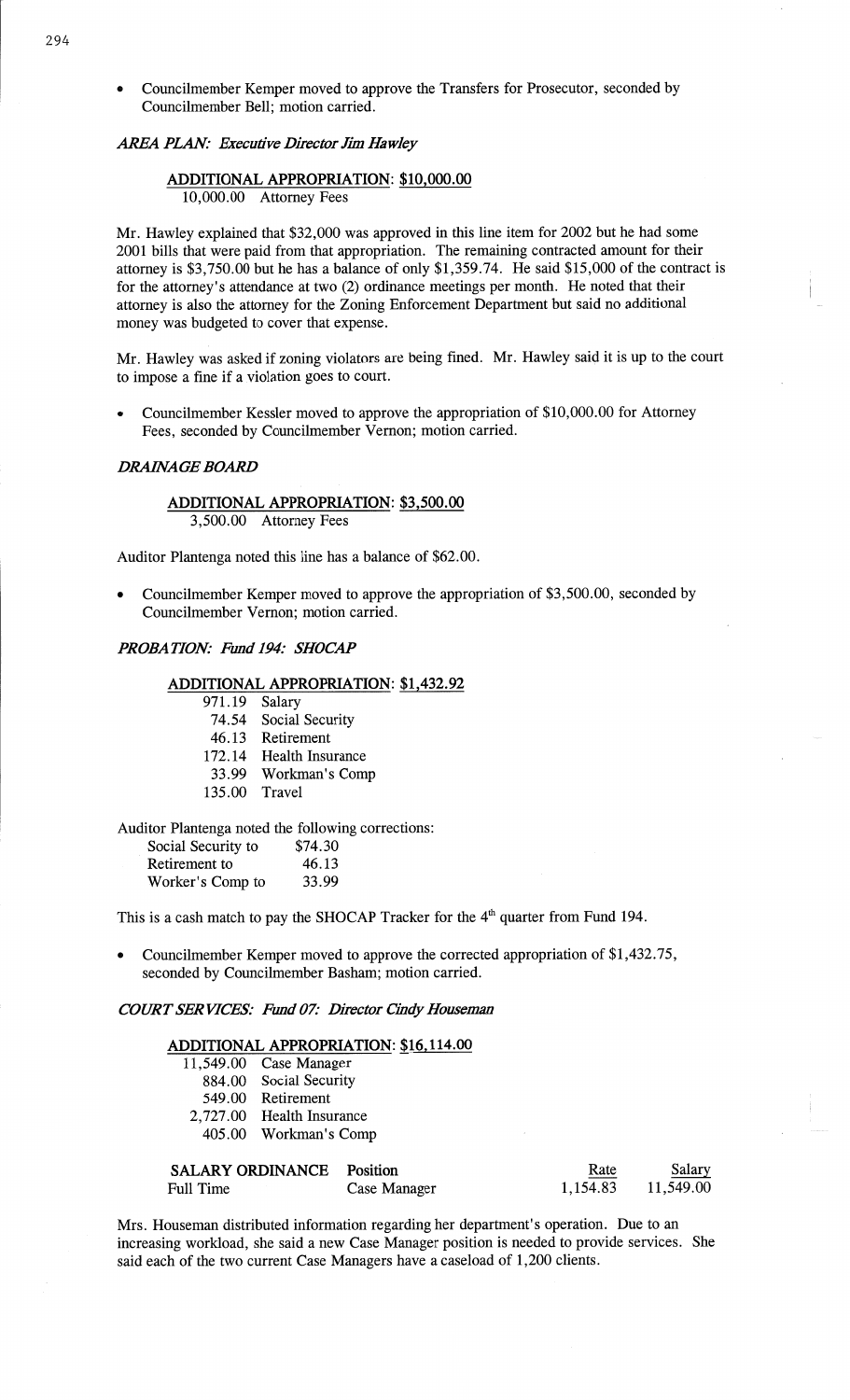- Councilmember Kemper moved to approve the Transfers for Prosecutor, seconded by Councilmember Bell; motion carried.

*AREA PLAN: Executive Director Jim Hawley*

**ADDITIONAL APPROPRIATION: $10,000.00**

10,000.00 Attorney Fees

Mr. Hawley explained that $32,000 was approved in this line item for 2002 but he had some 2001 bills that were paid from that appropriation. The remaining contracted amount for their attorney is $3,750.00 but he has a balance of only $1,359.74. He said $15,000 of the contract is for the attorney's attendance at two (2) ordinance meetings per month. He noted that their attorney is also the attorney for the Zoning Enforcement Department but said no additional money was budgeted to cover that expense.

Mr. Hawley was asked if zoning violators are being fined. Mr. Hawley said it is up to the court to impose a fine if a violation goes to court.

- Councilmember Kessler moved to approve the appropriation of $10,000.00 for Attorney Fees, seconded by Councilmember Vernon; motion carried.

*DRAINAGE BOARD*

**ADDITIONAL APPROPRIATION: $3,500.00**

3,500.00 Attorney Fees

Auditor Plantenga noted this line has a balance of $62.00.

- Councilmember Kemper moved to approve the appropriation of $3,500.00, seconded by Councilmember Vernon; motion carried.

*PROBATION: Fund 194: SHOCAP*

**ADDITIONAL APPROPRIATION: $1,432.92**

| | |
|---|---|
| 971.19 | Salary |
| 74.54 | Social Security |
| 46.13 | Retirement |
| 172.14 | Health Insurance |
| 33.99 | Workman's Comp |
| 135.00 | Travel |

Auditor Plantenga noted the following corrections:

| | |
|---|---|
| Social Security to | $74.30 |
| Retirement to | 46.13 |
| Worker's Comp to | 33.99 |

This is a cash match to pay the SHOCAP Tracker for the 4th quarter from Fund 194.

- Councilmember Kemper moved to approve the corrected appropriation of $1,432.75, seconded by Councilmember Basham; motion carried.

*COURT SERVICES: Fund 07: Director Cindy Houseman*

**ADDITIONAL APPROPRIATION: $16,114.00**

| | |
|---|---|
| 11,549.00 | Case Manager |
| 884.00 | Social Security |
| 549.00 | Retirement |
| 2,727.00 | Health Insurance |
| 405.00 | Workman's Comp |

| SALARY ORDINANCE | Position | Rate | Salary |
|---|---|---|---|
| Full Time | Case Manager | 1,154.83 | 11,549.00 |

Mrs. Houseman distributed information regarding her department's operation. Due to an increasing workload, she said a new Case Manager position is needed to provide services. She said each of the two current Case Managers have a caseload of 1,200 clients.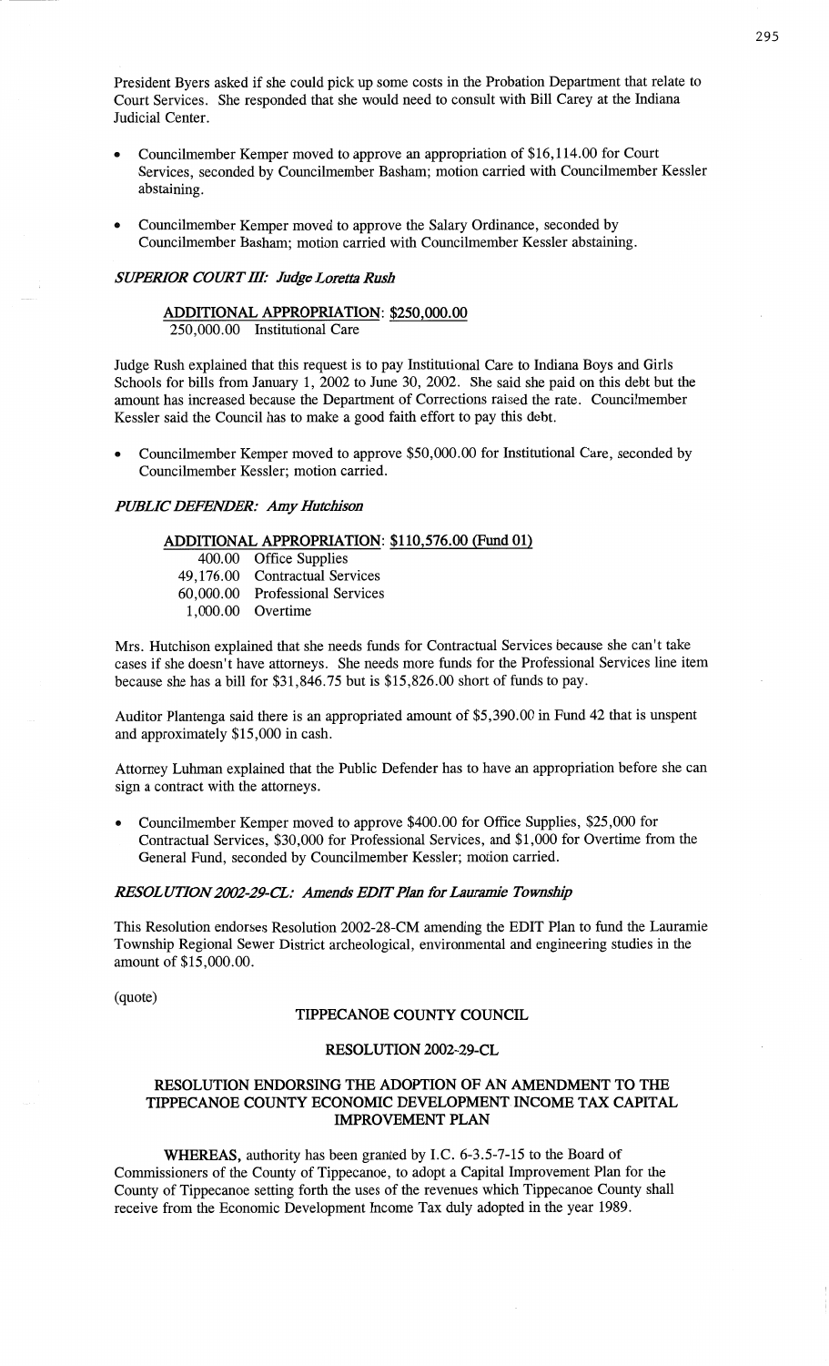President Byers asked if she could pick up some costs in the Probation Department that relate to Court Services. She responded that she would need to consult with Bill Carey at the Indiana Judicial Center.

- Councilmember Kemper moved to approve an appropriation of $16,114.00 for Court Services, seconded by Councilmember Basham; motion carried with Councilmember Kessler abstaining.
- Councilmember Kemper moved to approve the Salary Ordinance, seconded by Councilmember Basham; motion carried with Councilmember Kessler abstaining.

***SUPERIOR COURT III: Judge Loretta Rush***

**ADDITIONAL APPROPRIATION: $250,000.00**

250,000.00 Institutional Care

Judge Rush explained that this request is to pay Institutional Care to Indiana Boys and Girls Schools for bills from January 1, 2002 to June 30, 2002. She said she paid on this debt but the amount has increased because the Department of Corrections raised the rate. Councilmember Kessler said the Council has to make a good faith effort to pay this debt.

- Councilmember Kemper moved to approve $50,000.00 for Institutional Care, seconded by Councilmember Kessler; motion carried.

***PUBLIC DEFENDER: Amy Hutchison***

**ADDITIONAL APPROPRIATION: $110,576.00 (Fund 01)**

| | |
|---|---|
| 400.00 | Office Supplies |
| 49,176.00 | Contractual Services |
| 60,000.00 | Professional Services |
| 1,000.00 | Overtime |

Mrs. Hutchison explained that she needs funds for Contractual Services because she can't take cases if she doesn't have attorneys. She needs more funds for the Professional Services line item because she has a bill for $31,846.75 but is $15,826.00 short of funds to pay.

Auditor Plantenga said there is an appropriated amount of $5,390.00 in Fund 42 that is unspent and approximately $15,000 in cash.

Attorney Luhman explained that the Public Defender has to have an appropriation before she can sign a contract with the attorneys.

- Councilmember Kemper moved to approve $400.00 for Office Supplies, $25,000 for Contractual Services, $30,000 for Professional Services, and $1,000 for Overtime from the General Fund, seconded by Councilmember Kessler; motion carried.

***RESOLUTION 2002-29-CL: Amends EDIT Plan for Lauramie Township***

This Resolution endorses Resolution 2002-28-CM amending the EDIT Plan to fund the Lauramie Township Regional Sewer District archeological, environmental and engineering studies in the amount of $15,000.00.

(quote)

**TIPPECANOE COUNTY COUNCIL**

**RESOLUTION 2002-29-CL**

**RESOLUTION ENDORSING THE ADOPTION OF AN AMENDMENT TO THE TIPPECANOE COUNTY ECONOMIC DEVELOPMENT INCOME TAX CAPITAL IMPROVEMENT PLAN**

**WHEREAS,** authority has been granted by I.C. 6-3.5-7-15 to the Board of Commissioners of the County of Tippecanoe, to adopt a Capital Improvement Plan for the County of Tippecanoe setting forth the uses of the revenues which Tippecanoe County shall receive from the Economic Development Income Tax duly adopted in the year 1989.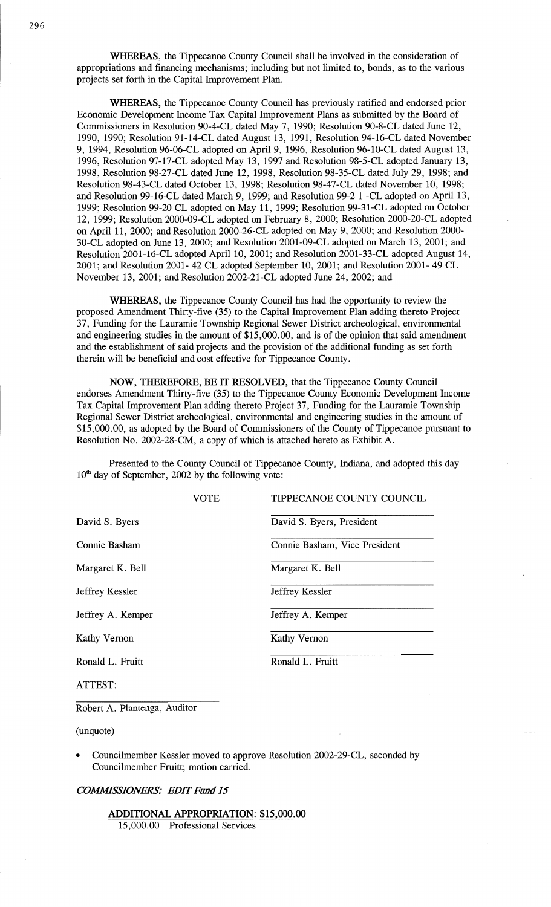**WHEREAS,** the Tippecanoe County Council shall be involved in the consideration of appropriations and financing mechanisms; including but not limited to, bonds, as to the various projects set forth in the Capital Improvement Plan.

**WHEREAS,** the Tippecanoe County Council has previously ratified and endorsed prior Economic Development Income Tax Capital Improvement Plans as submitted by the Board of Commissioners in Resolution 90-4-CL dated May 7, 1990; Resolution 90-8-CL dated June 12, 1990, 1990; Resolution 91-14-CL dated August 13, 1991, Resolution 94-16-CL dated November 9, 1994, Resolution 96-06-CL adopted on April 9, 1996, Resolution 96-10-CL dated August 13, 1996, Resolution 97-17-CL adopted May 13, 1997 and Resolution 98-5-CL adopted January 13, 1998, Resolution 98-27-CL dated June 12, 1998, Resolution 98-35-CL dated July 29, 1998; and Resolution 98-43-CL dated October 13, 1998; Resolution 98-47-CL dated November 10, 1998; and Resolution 99-16-CL dated March 9, 1999; and Resolution 99-2 1 -CL adopted on April 13, 1999; Resolution 99-20 CL adopted on May 11, 1999; Resolution 99-31-CL adopted on October 12, 1999; Resolution 2000-09-CL adopted on February 8, 2000; Resolution 2000-20-CL adopted on April 11, 2000; and Resolution 2000-26-CL adopted on May 9, 2000; and Resolution 2000-30-CL adopted on June 13, 2000; and Resolution 2001-09-CL adopted on March 13, 2001; and Resolution 2001-16-CL adopted April 10, 2001; and Resolution 2001-33-CL adopted August 14, 2001; and Resolution 2001- 42 CL adopted September 10, 2001; and Resolution 2001- 49 CL November 13, 2001; and Resolution 2002-21-CL adopted June 24, 2002; and

**WHEREAS,** the Tippecanoe County Council has had the opportunity to review the proposed Amendment Thirty-five (35) to the Capital Improvement Plan adding thereto Project 37, Funding for the Lauramie Township Regional Sewer District archeological, environmental and engineering studies in the amount of $15,000.00, and is of the opinion that said amendment and the establishment of said projects and the provision of the additional funding as set forth therein will be beneficial and cost effective for Tippecanoe County.

**NOW, THEREFORE, BE IT RESOLVED,** that the Tippecanoe County Council endorses Amendment Thirty-five (35) to the Tippecanoe County Economic Development Income Tax Capital Improvement Plan adding thereto Project 37, Funding for the Lauramie Township Regional Sewer District archeological, environmental and engineering studies in the amount of $15,000.00, as adopted by the Board of Commissioners of the County of Tippecanoe pursuant to Resolution No. 2002-28-CM, a copy of which is attached hereto as Exhibit A.

Presented to the County Council of Tippecanoe County, Indiana, and adopted this day 10th day of September, 2002 by the following vote:

| VOTE | TIPPECANOE COUNTY COUNCIL |
|---|---|
| David S. Byers | David S. Byers, President |
| Connie Basham | Connie Basham, Vice President |
| Margaret K. Bell | Margaret K. Bell |
| Jeffrey Kessler | Jeffrey Kessler |
| Jeffrey A. Kemper | Jeffrey A. Kemper |
| Kathy Vernon | Kathy Vernon |
| Ronald L. Fruitt | Ronald L. Fruitt |

ATTEST:

Robert A. Plantenga, Auditor

(unquote)

- Councilmember Kessler moved to approve Resolution 2002-29-CL, seconded by Councilmember Fruitt; motion carried.

***COMMISSIONERS: EDIT Fund 15***

**ADDITIONAL APPROPRIATION: $15,000.00**

15,000.00 Professional Services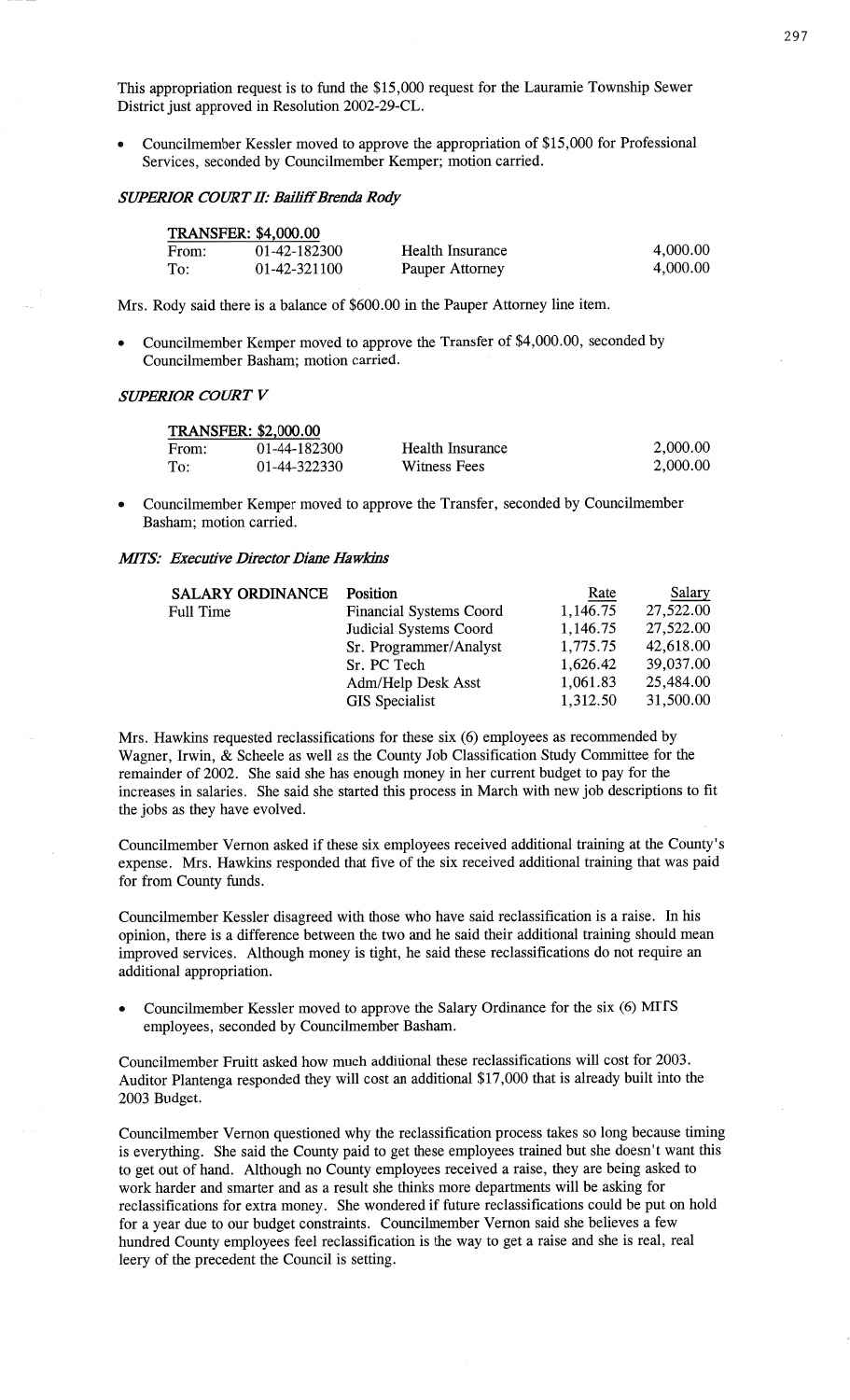This appropriation request is to fund the $15,000 request for the Lauramie Township Sewer District just approved in Resolution 2002-29-CL.

- Councilmember Kessler moved to approve the appropriation of $15,000 for Professional Services, seconded by Councilmember Kemper; motion carried.

***SUPERIOR COURT II: Bailiff Brenda Rody***

| TRANSFER: $4,000.00 | | | |
|---|---|---|---|
| From: | 01-42-182300 | Health Insurance | 4,000.00 |
| To: | 01-42-321100 | Pauper Attorney | 4,000.00 |

Mrs. Rody said there is a balance of $600.00 in the Pauper Attorney line item.

- Councilmember Kemper moved to approve the Transfer of $4,000.00, seconded by Councilmember Basham; motion carried.

***SUPERIOR COURT V***

| TRANSFER: $2,000.00 | | | |
|---|---|---|---|
| From: | 01-44-182300 | Health Insurance | 2,000.00 |
| To: | 01-44-322330 | Witness Fees | 2,000.00 |

- Councilmember Kemper moved to approve the Transfer, seconded by Councilmember Basham; motion carried.

***MITS: Executive Director Diane Hawkins***

| SALARY ORDINANCE | Position | Rate | Salary |
|---|---|---|---|
| Full Time | Financial Systems Coord | 1,146.75 | 27,522.00 |
| | Judicial Systems Coord | 1,146.75 | 27,522.00 |
| | Sr. Programmer/Analyst | 1,775.75 | 42,618.00 |
| | Sr. PC Tech | 1,626.42 | 39,037.00 |
| | Adm/Help Desk Asst | 1,061.83 | 25,484.00 |
| | GIS Specialist | 1,312.50 | 31,500.00 |

Mrs. Hawkins requested reclassifications for these six (6) employees as recommended by Wagner, Irwin, & Scheele as well as the County Job Classification Study Committee for the remainder of 2002. She said she has enough money in her current budget to pay for the increases in salaries. She said she started this process in March with new job descriptions to fit the jobs as they have evolved.

Councilmember Vernon asked if these six employees received additional training at the County's expense. Mrs. Hawkins responded that five of the six received additional training that was paid for from County funds.

Councilmember Kessler disagreed with those who have said reclassification is a raise. In his opinion, there is a difference between the two and he said their additional training should mean improved services. Although money is tight, he said these reclassifications do not require an additional appropriation.

- Councilmember Kessler moved to approve the Salary Ordinance for the six (6) MITS employees, seconded by Councilmember Basham.

Councilmember Fruitt asked how much additional these reclassifications will cost for 2003. Auditor Plantenga responded they will cost an additional $17,000 that is already built into the 2003 Budget.

Councilmember Vernon questioned why the reclassification process takes so long because timing is everything. She said the County paid to get these employees trained but she doesn't want this to get out of hand. Although no County employees received a raise, they are being asked to work harder and smarter and as a result she thinks more departments will be asking for reclassifications for extra money. She wondered if future reclassifications could be put on hold for a year due to our budget constraints. Councilmember Vernon said she believes a few hundred County employees feel reclassification is the way to get a raise and she is real, real leery of the precedent the Council is setting.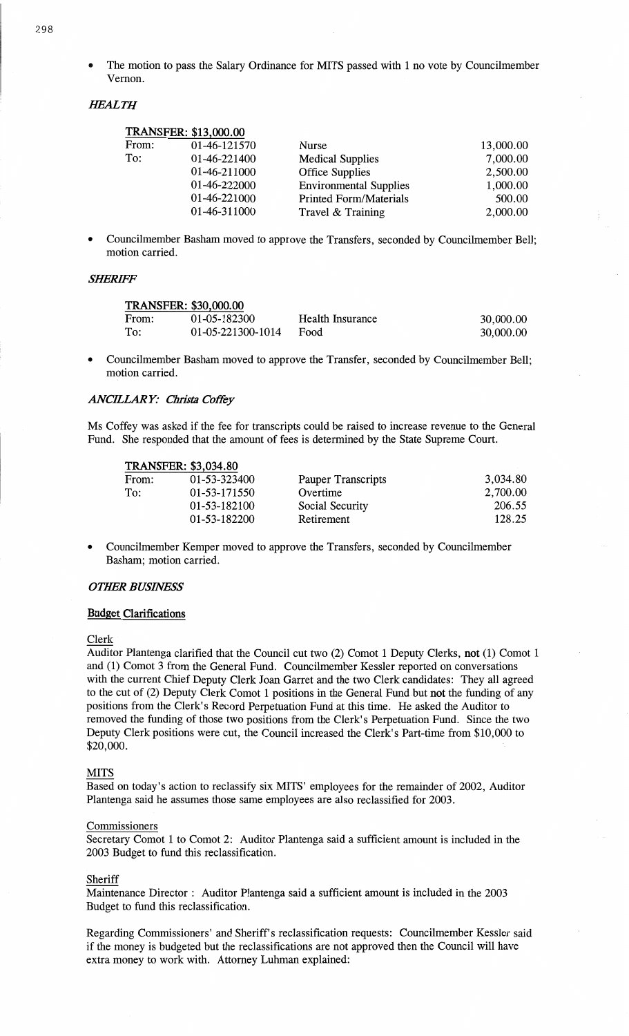- The motion to pass the Salary Ordinance for MITS passed with 1 no vote by Councilmember Vernon.

### *HEALTH*

| TRANSFER: $13,000.00 | | | |
|---|---|---|---|
| From: | 01-46-121570 | Nurse | 13,000.00 |
| To: | 01-46-221400 | Medical Supplies | 7,000.00 |
| | 01-46-211000 | Office Supplies | 2,500.00 |
| | 01-46-222000 | Environmental Supplies | 1,000.00 |
| | 01-46-221000 | Printed Form/Materials | 500.00 |
| | 01-46-311000 | Travel & Training | 2,000.00 |

- Councilmember Basham moved to approve the Transfers, seconded by Councilmember Bell; motion carried.

### *SHERIFF*

| TRANSFER: $30,000.00 | | | |
|---|---|---|---|
| From: | 01-05-182300 | Health Insurance | 30,000.00 |
| To: | 01-05-221300-1014 | Food | 30,000.00 |

- Councilmember Basham moved to approve the Transfer, seconded by Councilmember Bell; motion carried.

### *ANCILLARY: Christa Coffey*

Ms Coffey was asked if the fee for transcripts could be raised to increase revenue to the General Fund. She responded that the amount of fees is determined by the State Supreme Court.

| TRANSFER: $3,034.80 | | | |
|---|---|---|---|
| From: | 01-53-323400 | Pauper Transcripts | 3,034.80 |
| To: | 01-53-171550 | Overtime | 2,700.00 |
| | 01-53-182100 | Social Security | 206.55 |
| | 01-53-182200 | Retirement | 128.25 |

- Councilmember Kemper moved to approve the Transfers, seconded by Councilmember Basham; motion carried.

### *OTHER BUSINESS*

**Budget Clarifications**

Clerk

Auditor Plantenga clarified that the Council cut two (2) Comot 1 Deputy Clerks, **not** (1) Comot 1 and (1) Comot 3 from the General Fund. Councilmember Kessler reported on conversations with the current Chief Deputy Clerk Joan Garret and the two Clerk candidates: They all agreed to the cut of (2) Deputy Clerk Comot 1 positions in the General Fund but **not** the funding of any positions from the Clerk's Record Perpetuation Fund at this time. He asked the Auditor to removed the funding of those two positions from the Clerk's Perpetuation Fund. Since the two Deputy Clerk positions were cut, the Council increased the Clerk's Part-time from $10,000 to $20,000.

MITS

Based on today's action to reclassify six MITS' employees for the remainder of 2002, Auditor Plantenga said he assumes those same employees are also reclassified for 2003.

Commissioners

Secretary Comot 1 to Comot 2: Auditor Plantenga said a sufficient amount is included in the 2003 Budget to fund this reclassification.

Sheriff

Maintenance Director : Auditor Plantenga said a sufficient amount is included in the 2003 Budget to fund this reclassification.

Regarding Commissioners' and Sheriff's reclassification requests: Councilmember Kessler said if the money is budgeted but the reclassifications are not approved then the Council will have extra money to work with. Attorney Luhman explained: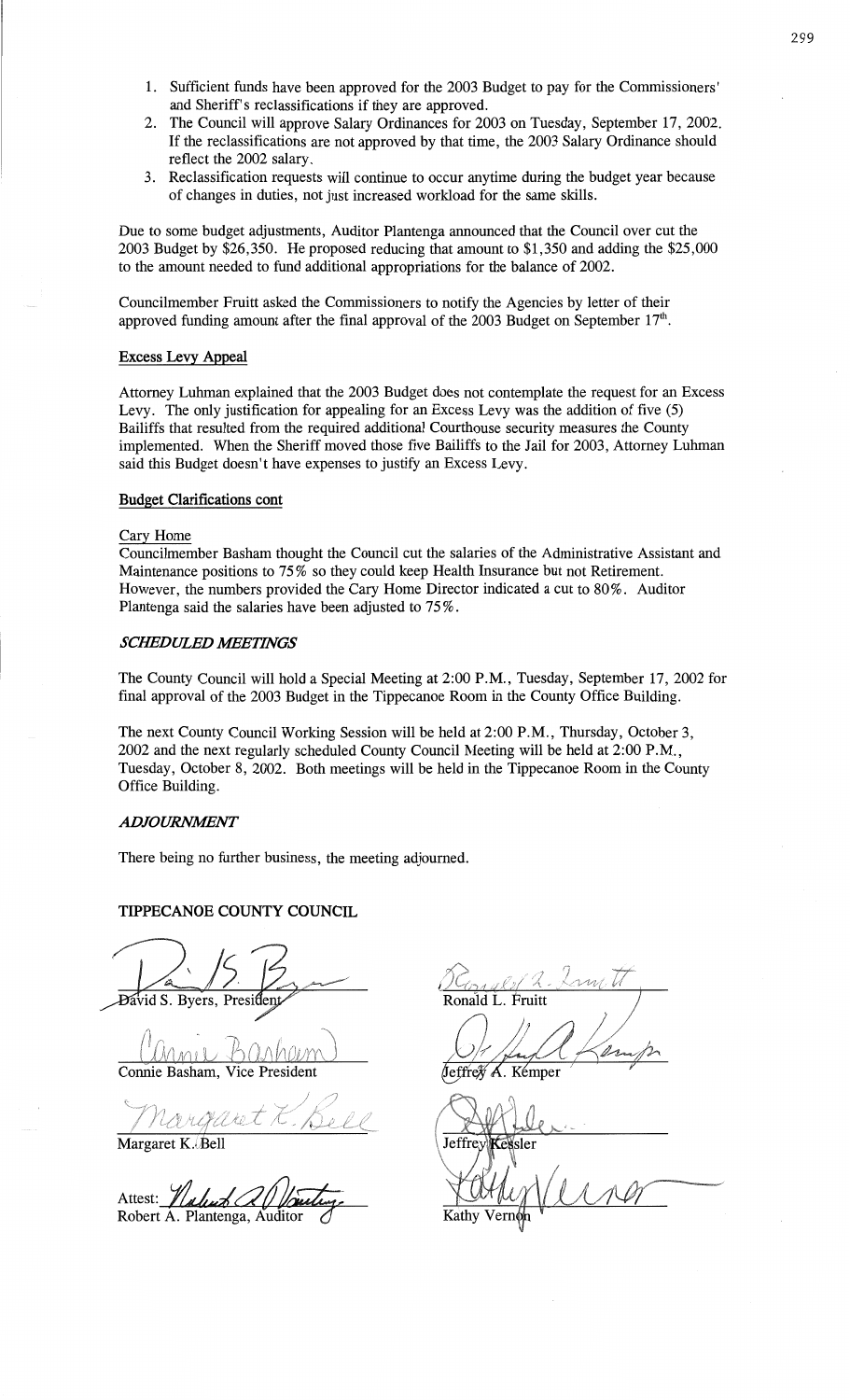1. Sufficient funds have been approved for the 2003 Budget to pay for the Commissioners' and Sheriff's reclassifications if they are approved.
2. The Council will approve Salary Ordinances for 2003 on Tuesday, September 17, 2002. If the reclassifications are not approved by that time, the 2003 Salary Ordinance should reflect the 2002 salary.
3. Reclassification requests will continue to occur anytime during the budget year because of changes in duties, not just increased workload for the same skills.

Due to some budget adjustments, Auditor Plantenga announced that the Council over cut the 2003 Budget by $26,350. He proposed reducing that amount to $1,350 and adding the $25,000 to the amount needed to fund additional appropriations for the balance of 2002.

Councilmember Fruitt asked the Commissioners to notify the Agencies by letter of their approved funding amount after the final approval of the 2003 Budget on September 17th.

Excess Levy Appeal

Attorney Luhman explained that the 2003 Budget does not contemplate the request for an Excess Levy. The only justification for appealing for an Excess Levy was the addition of five (5) Bailiffs that resulted from the required additional Courthouse security measures the County implemented. When the Sheriff moved those five Bailiffs to the Jail for 2003, Attorney Luhman said this Budget doesn't have expenses to justify an Excess Levy.

Budget Clarifications cont

Cary Home

Councilmember Basham thought the Council cut the salaries of the Administrative Assistant and Maintenance positions to 75% so they could keep Health Insurance but not Retirement. However, the numbers provided the Cary Home Director indicated a cut to 80%. Auditor Plantenga said the salaries have been adjusted to 75%.

## *SCHEDULED MEETINGS*

The County Council will hold a Special Meeting at 2:00 P.M., Tuesday, September 17, 2002 for final approval of the 2003 Budget in the Tippecanoe Room in the County Office Building.

The next County Council Working Session will be held at 2:00 P.M., Thursday, October 3, 2002 and the next regularly scheduled County Council Meeting will be held at 2:00 P.M., Tuesday, October 8, 2002. Both meetings will be held in the Tippecanoe Room in the County Office Building.

## *ADJOURNMENT*

There being no further business, the meeting adjourned.

**TIPPECANOE COUNTY COUNCIL**

David S. Byers, President

Connie Basham, Vice President

Margaret K. Bell

Attest: Robert A. Plantenga, Auditor

Ronald L. Fruitt

Jeffrey A. Kemper

Jeffrey Kessler

Kathy Vernon